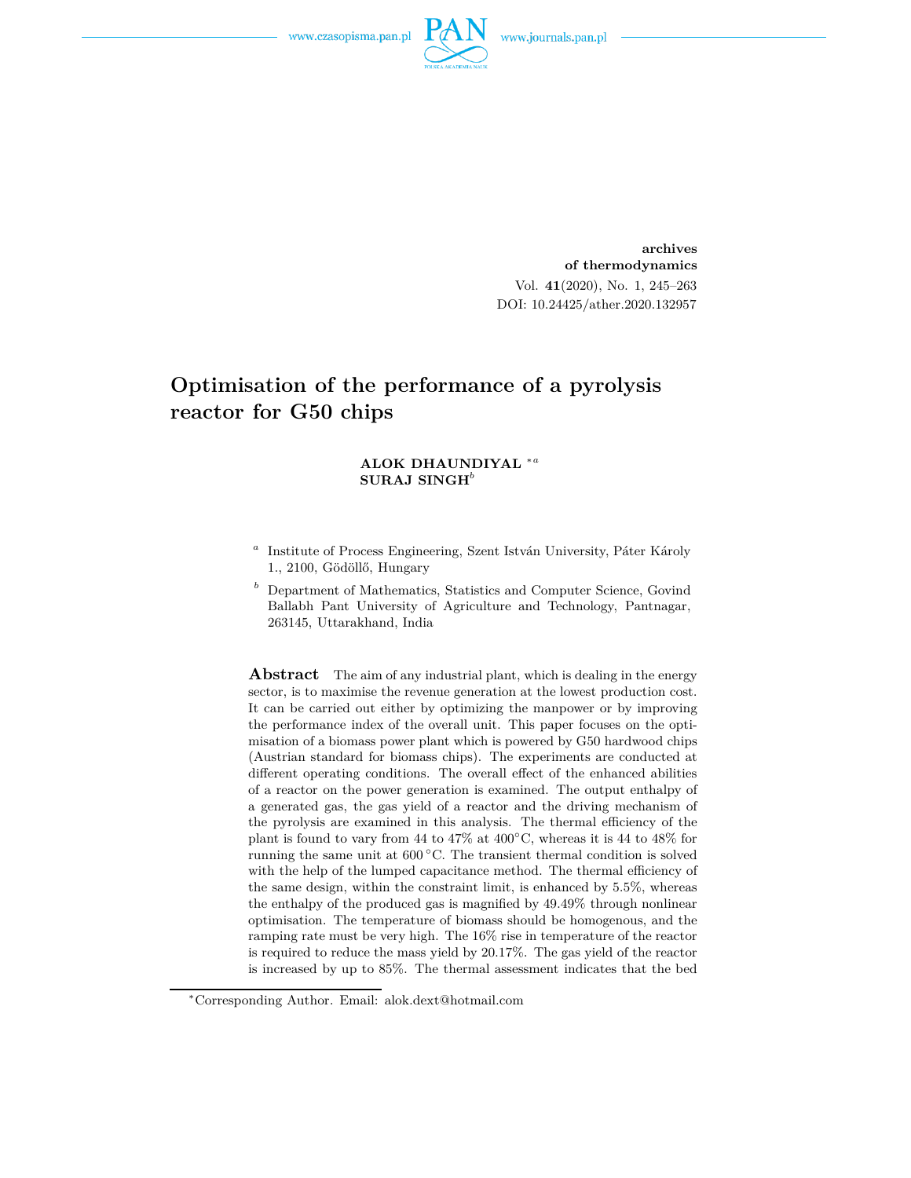archives
of thermodynamics

# Optimisation of the performance of a pyrolysis reactor for G50 chips

**ALOK DHAUNDIYAL** *[a]
**SURAJ SINGH**[b]

[a] Institute of Process Engineering, Szent István University, Páter Károly 1., 2100, Gödöllő, Hungary

[b] Department of Mathematics, Statistics and Computer Science, Govind Ballabh Pant University of Agriculture and Technology, Pantnagar, 263145, Uttarakhand, India

**Abstract** The aim of any industrial plant, which is dealing in the energy sector, is to maximise the revenue generation at the lowest production cost. It can be carried out either by optimizing the manpower or by improving the performance index of the overall unit. This paper focuses on the optimisation of a biomass power plant which is powered by G50 hardwood chips (Austrian standard for biomass chips). The experiments are conducted at different operating conditions. The overall effect of the enhanced abilities of a reactor on the power generation is examined. The output enthalpy of a generated gas, the gas yield of a reactor and the driving mechanism of the pyrolysis are examined in this analysis. The thermal efficiency of the plant is found to vary from 44 to 47% at 400°C, whereas it is 44 to 48% for running the same unit at 600 °C. The transient thermal condition is solved with the help of the lumped capacitance method. The thermal efficiency of the same design, within the constraint limit, is enhanced by 5.5%, whereas the enthalpy of the produced gas is magnified by 49.49% through nonlinear optimisation. The temperature of biomass should be homogenous, and the ramping rate must be very high. The 16% rise in temperature of the reactor is required to reduce the mass yield by 20.17%. The gas yield of the reactor is increased by up to 85%. The thermal assessment indicates that the bed

*Corresponding Author. Email: alok.dext@hotmail.com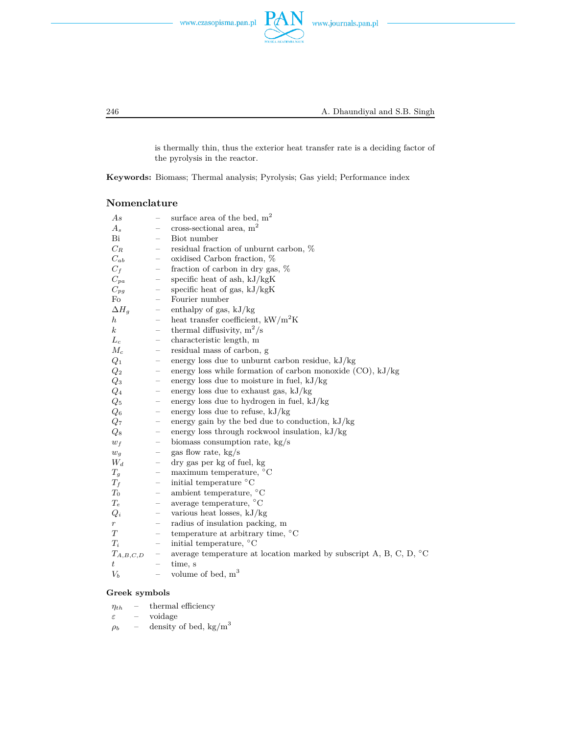is thermally thin, thus the exterior heat transfer rate is a deciding factor of the pyrolysis in the reactor.

**Keywords:** Biomass; Thermal analysis; Pyrolysis; Gas yield; Performance index

## Nomenclature

| | | |
|---|---|---|
| $As$ | – | surface area of the bed, $m^2$ |
| $A_s$ | – | cross-sectional area, $m^2$ |
| Bi | – | Biot number |
| $C_R$ | – | residual fraction of unburnt carbon, % |
| $C_{ab}$ | – | oxidised Carbon fraction, % |
| $C_f$ | – | fraction of carbon in dry gas, % |
| $C_{pa}$ | – | specific heat of ash, kJ/kgK |
| $C_{pg}$ | – | specific heat of gas, kJ/kgK |
| Fo | – | Fourier number |
| $\Delta H_g$ | – | enthalpy of gas, kJ/kg |
| $h$ | – | heat transfer coefficient, $kW/m^2K$ |
| $k$ | – | thermal diffusivity, $m^2/s$ |
| $L_c$ | – | characteristic length, m |
| $M_c$ | – | residual mass of carbon, g |
| $Q_1$ | – | energy loss due to unburnt carbon residue, kJ/kg |
| $Q_2$ | – | energy loss while formation of carbon monoxide (CO), kJ/kg |
| $Q_3$ | – | energy loss due to moisture in fuel, kJ/kg |
| $Q_4$ | – | energy loss due to exhaust gas, kJ/kg |
| $Q_5$ | – | energy loss due to hydrogen in fuel, kJ/kg |
| $Q_6$ | – | energy loss due to refuse, kJ/kg |
| $Q_7$ | – | energy gain by the bed due to conduction, kJ/kg |
| $Q_8$ | – | energy loss through rockwool insulation, kJ/kg |
| $w_f$ | – | biomass consumption rate, kg/s |
| $w_g$ | – | gas flow rate, kg/s |
| $W_d$ | – | dry gas per kg of fuel, kg |
| $T_g$ | – | maximum temperature, °C |
| $T_f$ | – | initial temperature °C |
| $T_0$ | – | ambient temperature, °C |
| $T_e$ | – | average temperature, °C |
| $Q_i$ | – | various heat losses, kJ/kg |
| $r$ | – | radius of insulation packing, m |
| $T$ | – | temperature at arbitrary time, °C |
| $T_i$ | – | initial temperature, °C |
| $T_{A,B,C,D}$ | – | average temperature at location marked by subscript A, B, C, D, °C |
| $t$ | – | time, s |
| $V_b$ | – | volume of bed, $m^3$ |

### Greek symbols

| | | |
|---|---|---|
| $\eta_{th}$ | – | thermal efficiency |
| $\varepsilon$ | – | voidage |
| $\rho_b$ | – | density of bed, $kg/m^3$ |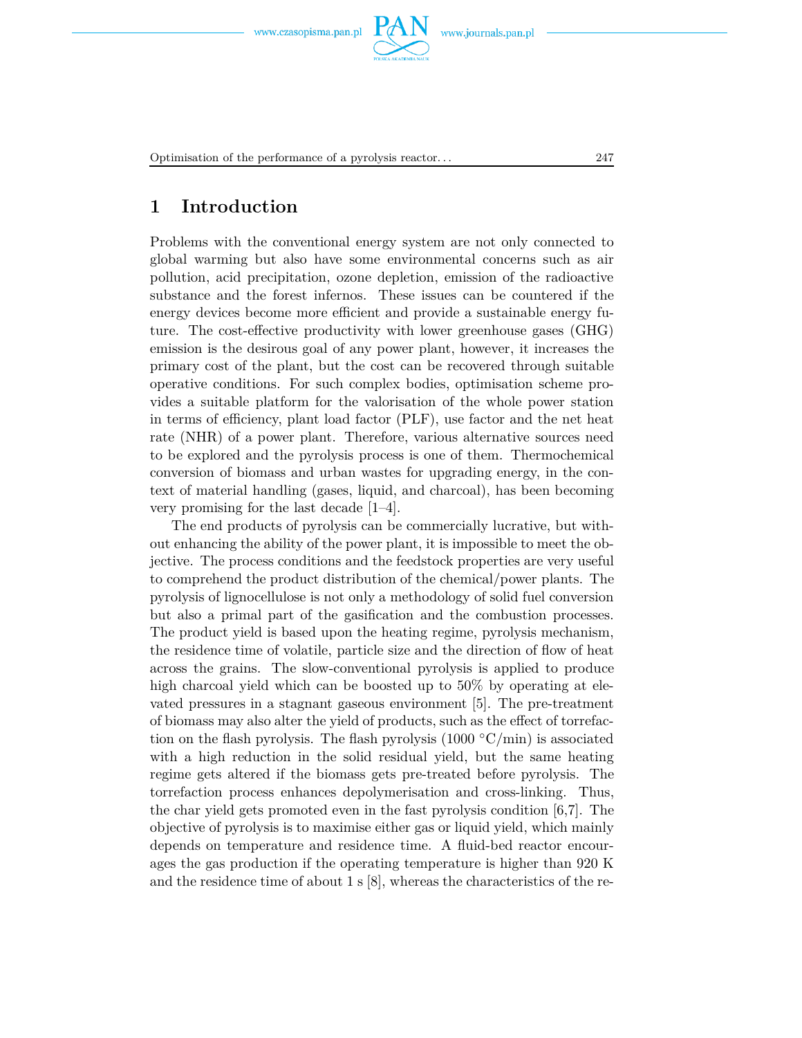# 1 Introduction

Problems with the conventional energy system are not only connected to global warming but also have some environmental concerns such as air pollution, acid precipitation, ozone depletion, emission of the radioactive substance and the forest infernos. These issues can be countered if the energy devices become more efficient and provide a sustainable energy future. The cost-effective productivity with lower greenhouse gases (GHG) emission is the desirous goal of any power plant, however, it increases the primary cost of the plant, but the cost can be recovered through suitable operative conditions. For such complex bodies, optimisation scheme provides a suitable platform for the valorisation of the whole power station in terms of efficiency, plant load factor (PLF), use factor and the net heat rate (NHR) of a power plant. Therefore, various alternative sources need to be explored and the pyrolysis process is one of them. Thermochemical conversion of biomass and urban wastes for upgrading energy, in the context of material handling (gases, liquid, and charcoal), has been becoming very promising for the last decade [1–4].

The end products of pyrolysis can be commercially lucrative, but without enhancing the ability of the power plant, it is impossible to meet the objective. The process conditions and the feedstock properties are very useful to comprehend the product distribution of the chemical/power plants. The pyrolysis of lignocellulose is not only a methodology of solid fuel conversion but also a primal part of the gasification and the combustion processes. The product yield is based upon the heating regime, pyrolysis mechanism, the residence time of volatile, particle size and the direction of flow of heat across the grains. The slow-conventional pyrolysis is applied to produce high charcoal yield which can be boosted up to 50% by operating at elevated pressures in a stagnant gaseous environment [5]. The pre-treatment of biomass may also alter the yield of products, such as the effect of torrefaction on the flash pyrolysis. The flash pyrolysis (1000 °C/min) is associated with a high reduction in the solid residual yield, but the same heating regime gets altered if the biomass gets pre-treated before pyrolysis. The torrefaction process enhances depolymerisation and cross-linking. Thus, the char yield gets promoted even in the fast pyrolysis condition [6,7]. The objective of pyrolysis is to maximise either gas or liquid yield, which mainly depends on temperature and residence time. A fluid-bed reactor encourages the gas production if the operating temperature is higher than 920 K and the residence time of about 1 s [8], whereas the characteristics of the re-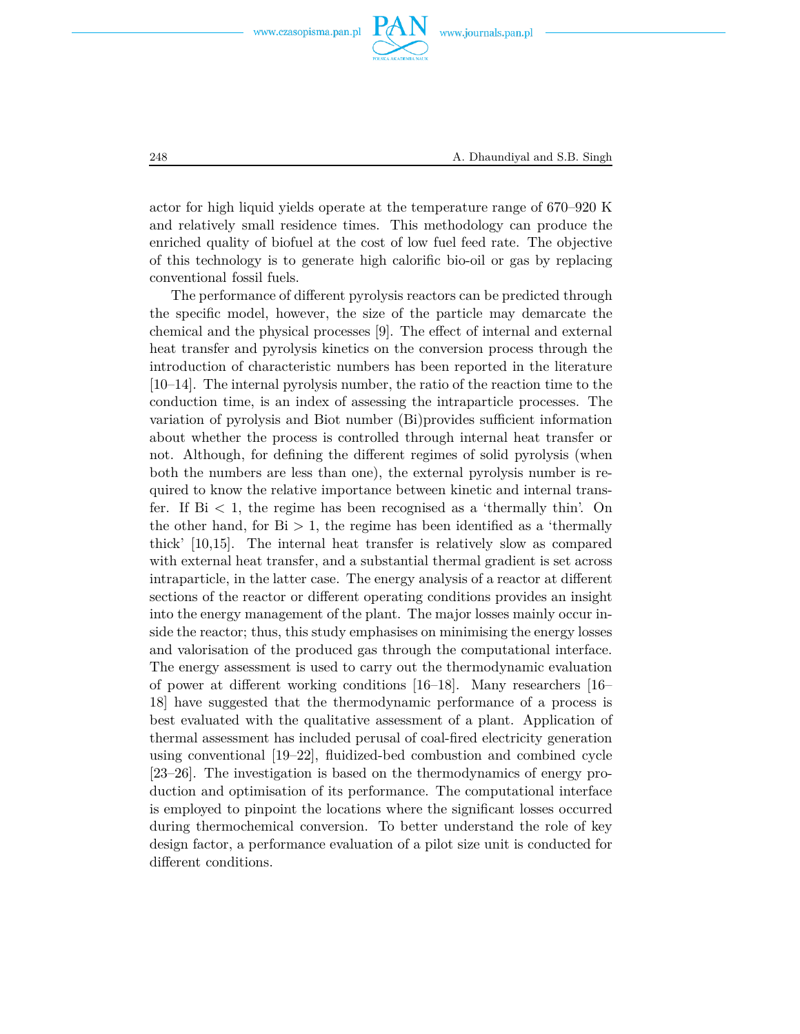actor for high liquid yields operate at the temperature range of 670–920 K and relatively small residence times. This methodology can produce the enriched quality of biofuel at the cost of low fuel feed rate. The objective of this technology is to generate high calorific bio-oil or gas by replacing conventional fossil fuels.

The performance of different pyrolysis reactors can be predicted through the specific model, however, the size of the particle may demarcate the chemical and the physical processes [9]. The effect of internal and external heat transfer and pyrolysis kinetics on the conversion process through the introduction of characteristic numbers has been reported in the literature [10–14]. The internal pyrolysis number, the ratio of the reaction time to the conduction time, is an index of assessing the intraparticle processes. The variation of pyrolysis and Biot number (Bi)provides sufficient information about whether the process is controlled through internal heat transfer or not. Although, for defining the different regimes of solid pyrolysis (when both the numbers are less than one), the external pyrolysis number is required to know the relative importance between kinetic and internal transfer. If $\mathrm{Bi} < 1$, the regime has been recognised as a 'thermally thin'. On the other hand, for $\mathrm{Bi} > 1$, the regime has been identified as a 'thermally thick' [10,15]. The internal heat transfer is relatively slow as compared with external heat transfer, and a substantial thermal gradient is set across intraparticle, in the latter case. The energy analysis of a reactor at different sections of the reactor or different operating conditions provides an insight into the energy management of the plant. The major losses mainly occur inside the reactor; thus, this study emphasises on minimising the energy losses and valorisation of the produced gas through the computational interface. The energy assessment is used to carry out the thermodynamic evaluation of power at different working conditions [16–18]. Many researchers [16–18] have suggested that the thermodynamic performance of a process is best evaluated with the qualitative assessment of a plant. Application of thermal assessment has included perusal of coal-fired electricity generation using conventional [19–22], fluidized-bed combustion and combined cycle [23–26]. The investigation is based on the thermodynamics of energy production and optimisation of its performance. The computational interface is employed to pinpoint the locations where the significant losses occurred during thermochemical conversion. To better understand the role of key design factor, a performance evaluation of a pilot size unit is conducted for different conditions.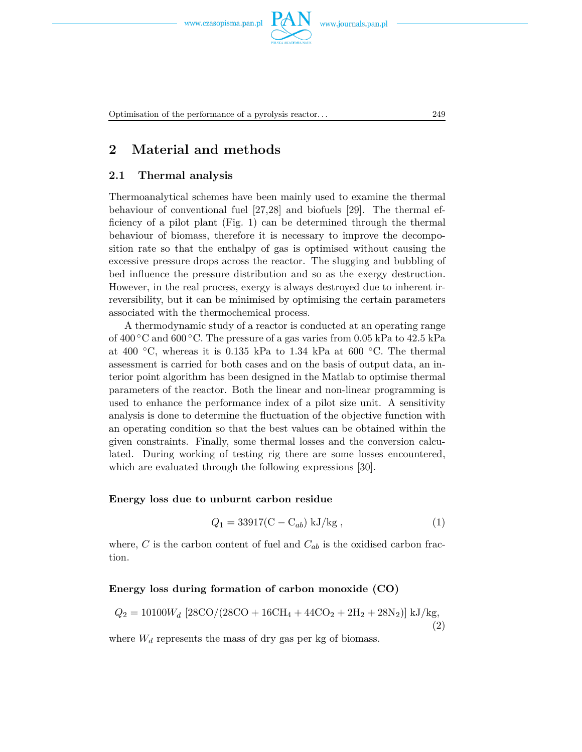## 2 Material and methods

### 2.1 Thermal analysis

Thermoanalytical schemes have been mainly used to examine the thermal behaviour of conventional fuel [27,28] and biofuels [29]. The thermal efficiency of a pilot plant (Fig. 1) can be determined through the thermal behaviour of biomass, therefore it is necessary to improve the decomposition rate so that the enthalpy of gas is optimised without causing the excessive pressure drops across the reactor. The slugging and bubbling of bed influence the pressure distribution and so as the exergy destruction. However, in the real process, exergy is always destroyed due to inherent irreversibility, but it can be minimised by optimising the certain parameters associated with the thermochemical process.

A thermodynamic study of a reactor is conducted at an operating range of 400 °C and 600 °C. The pressure of a gas varies from 0.05 kPa to 42.5 kPa at 400 °C, whereas it is 0.135 kPa to 1.34 kPa at 600 °C. The thermal assessment is carried for both cases and on the basis of output data, an interior point algorithm has been designed in the Matlab to optimise thermal parameters of the reactor. Both the linear and non-linear programming is used to enhance the performance index of a pilot size unit. A sensitivity analysis is done to determine the fluctuation of the objective function with an operating condition so that the best values can be obtained within the given constraints. Finally, some thermal losses and the conversion calculated. During working of testing rig there are some losses encountered, which are evaluated through the following expressions [30].

**Energy loss due to unburnt carbon residue**

$$Q_1 = 33917(\mathrm{C} - \mathrm{C}_{ab}) \text{ kJ/kg}, \tag{1}$$

where, $C$ is the carbon content of fuel and $C_{ab}$ is the oxidised carbon fraction.

**Energy loss during formation of carbon monoxide (CO)**

$$Q_2 = 10100W_d \,[28\mathrm{CO}/(28\mathrm{CO} + 16\mathrm{CH_4} + 44\mathrm{CO_2} + 2\mathrm{H_2} + 28\mathrm{N_2})] \text{ kJ/kg}, \tag{2}$$

where $W_d$ represents the mass of dry gas per kg of biomass.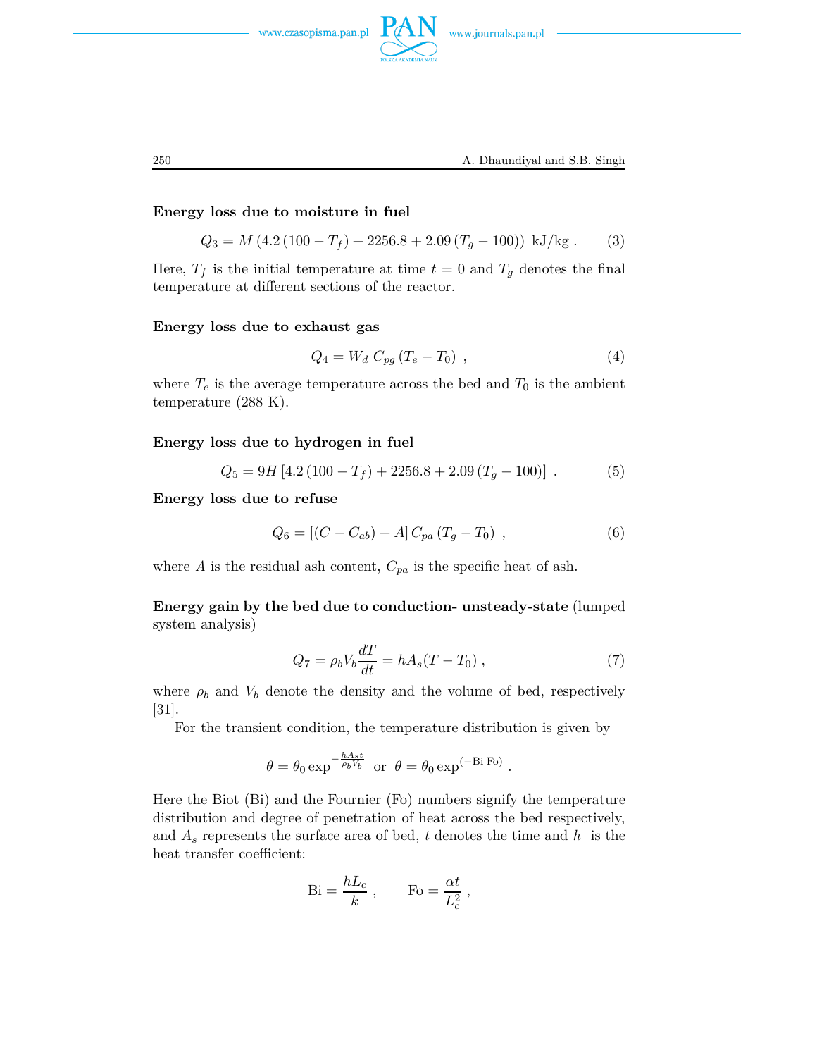**Energy loss due to moisture in fuel**

$$Q_3 = M\left(4.2\left(100 - T_f\right) + 2256.8 + 2.09\left(T_g - 100\right)\right)\ \text{kJ/kg}\ . \tag{3}$$

Here, $T_f$ is the initial temperature at time $t = 0$ and $T_g$ denotes the final temperature at different sections of the reactor.

**Energy loss due to exhaust gas**

$$Q_4 = W_d\ C_{pg}\left(T_e - T_0\right)\ , \tag{4}$$

where $T_e$ is the average temperature across the bed and $T_0$ is the ambient temperature (288 K).

**Energy loss due to hydrogen in fuel**

$$Q_5 = 9H\left[4.2\left(100 - T_f\right) + 2256.8 + 2.09\left(T_g - 100\right)\right]\ . \tag{5}$$

**Energy loss due to refuse**

$$Q_6 = \left[\left(C - C_{ab}\right) + A\right]C_{pa}\left(T_g - T_0\right)\ , \tag{6}$$

where $A$ is the residual ash content, $C_{pa}$ is the specific heat of ash.

**Energy gain by the bed due to conduction- unsteady-state** (lumped system analysis)

$$Q_7 = \rho_b V_b \frac{dT}{dt} = hA_s(T - T_0)\ , \tag{7}$$

where $\rho_b$ and $V_b$ denote the density and the volume of bed, respectively [31].

For the transient condition, the temperature distribution is given by

$$\theta = \theta_0 \exp^{-\frac{hA_s t}{\rho_b V_b}} \ \text{ or } \ \theta = \theta_0 \exp^{(-\text{Bi Fo})}\ .$$

Here the Biot (Bi) and the Fournier (Fo) numbers signify the temperature distribution and degree of penetration of heat across the bed respectively, and $A_s$ represents the surface area of bed, $t$ denotes the time and $h$ is the heat transfer coefficient:

$$\text{Bi} = \frac{hL_c}{k}\ , \qquad \text{Fo} = \frac{\alpha t}{L_c^2}\ ,$$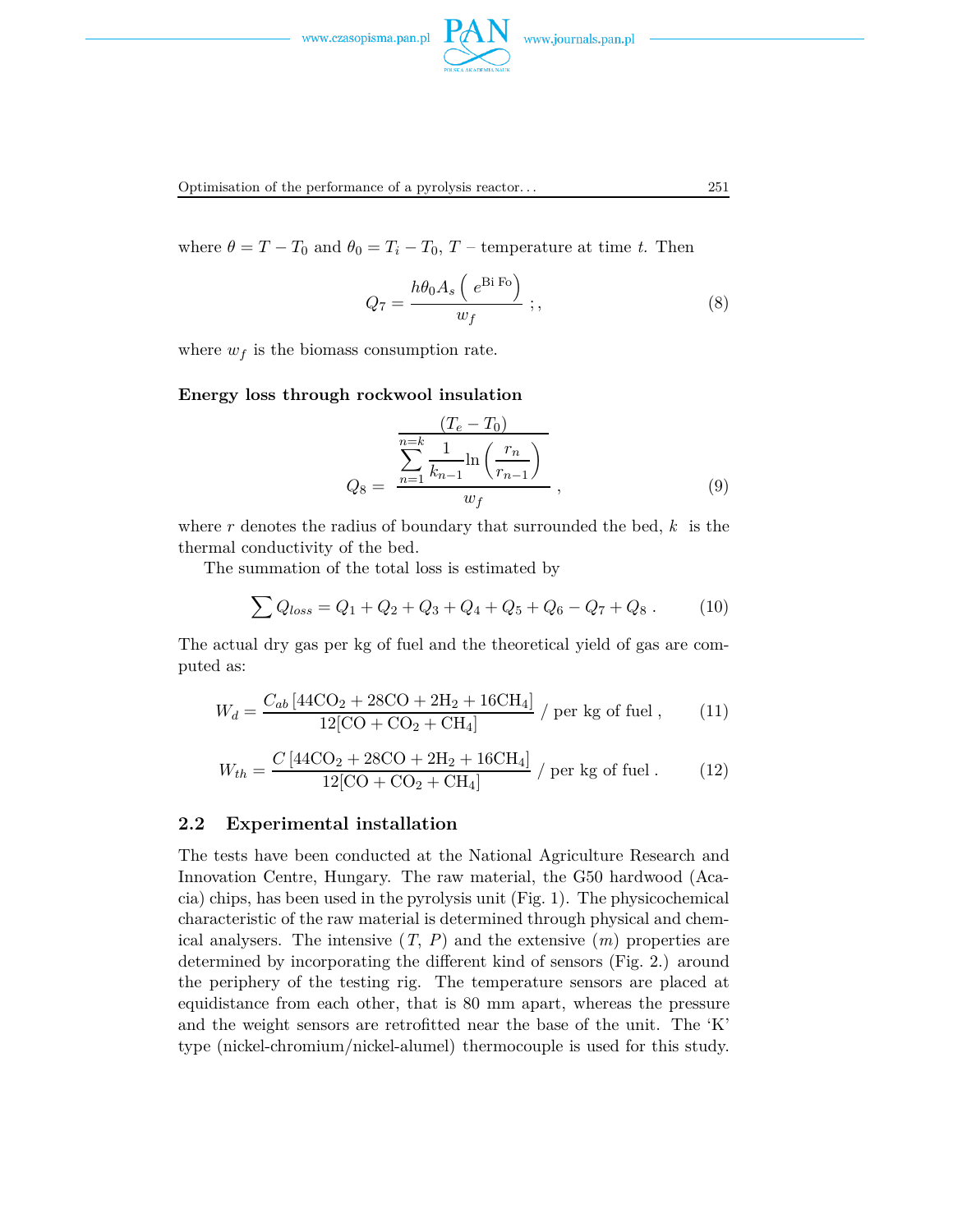where $\theta = T - T_0$ and $\theta_0 = T_i - T_0$, $T$ – temperature at time $t$. Then

$$Q_7 = \frac{h\theta_0 A_s \left( e^{\mathrm{Bi\,Fo}} \right)}{w_f} \;; , \tag{8}$$

where $w_f$ is the biomass consumption rate.

**Energy loss through rockwool insulation**

$$Q_8 = \frac{\dfrac{(T_e - T_0)}{\displaystyle\sum_{n=1}^{n=k} \frac{1}{k_{n-1}} \ln\left(\frac{r_n}{r_{n-1}}\right)}}{w_f} \,, \tag{9}$$

where $r$ denotes the radius of boundary that surrounded the bed, $k$ is the thermal conductivity of the bed.

The summation of the total loss is estimated by

$$\sum Q_{loss} = Q_1 + Q_2 + Q_3 + Q_4 + Q_5 + Q_6 - Q_7 + Q_8 \,. \tag{10}$$

The actual dry gas per kg of fuel and the theoretical yield of gas are computed as:

$$W_d = \frac{C_{ab}\left[44\mathrm{CO_2} + 28\mathrm{CO} + 2\mathrm{H_2} + 16\mathrm{CH_4}\right]}{12[\mathrm{CO} + \mathrm{CO_2} + \mathrm{CH_4}]} \;/\text{ per kg of fuel}\,, \tag{11}$$

$$W_{th} = \frac{C\left[44\mathrm{CO_2} + 28\mathrm{CO} + 2\mathrm{H_2} + 16\mathrm{CH_4}\right]}{12[\mathrm{CO} + \mathrm{CO_2} + \mathrm{CH_4}]} \;/\text{ per kg of fuel}\,. \tag{12}$$

## 2.2 Experimental installation

The tests have been conducted at the National Agriculture Research and Innovation Centre, Hungary. The raw material, the G50 hardwood (Acacia) chips, has been used in the pyrolysis unit (Fig. 1). The physicochemical characteristic of the raw material is determined through physical and chemical analysers. The intensive ($T$, $P$) and the extensive ($m$) properties are determined by incorporating the different kind of sensors (Fig. 2.) around the periphery of the testing rig. The temperature sensors are placed at equidistance from each other, that is 80 mm apart, whereas the pressure and the weight sensors are retrofitted near the base of the unit. The 'K' type (nickel-chromium/nickel-alumel) thermocouple is used for this study.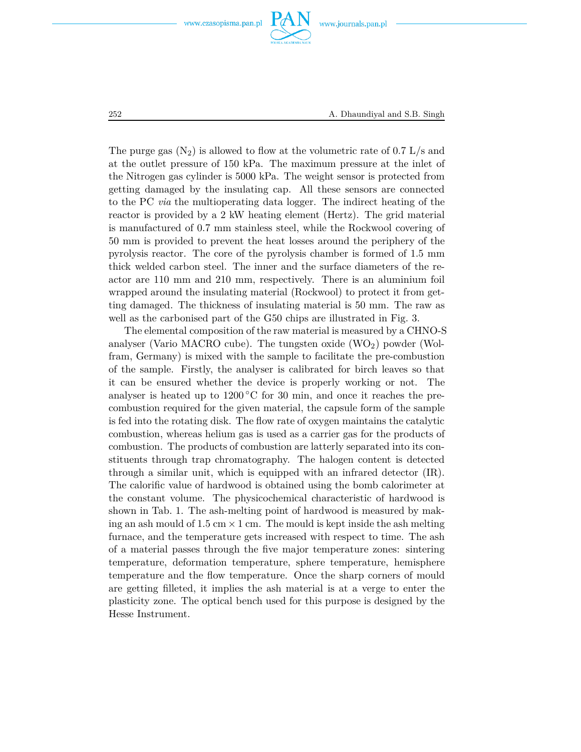The purge gas ($N_2$) is allowed to flow at the volumetric rate of 0.7 L/s and at the outlet pressure of 150 kPa. The maximum pressure at the inlet of the Nitrogen gas cylinder is 5000 kPa. The weight sensor is protected from getting damaged by the insulating cap. All these sensors are connected to the PC *via* the multioperating data logger. The indirect heating of the reactor is provided by a 2 kW heating element (Hertz). The grid material is manufactured of 0.7 mm stainless steel, while the Rockwool covering of 50 mm is provided to prevent the heat losses around the periphery of the pyrolysis reactor. The core of the pyrolysis chamber is formed of 1.5 mm thick welded carbon steel. The inner and the surface diameters of the reactor are 110 mm and 210 mm, respectively. There is an aluminium foil wrapped around the insulating material (Rockwool) to protect it from getting damaged. The thickness of insulating material is 50 mm. The raw as well as the carbonised part of the G50 chips are illustrated in Fig. 3.

The elemental composition of the raw material is measured by a CHNO-S analyser (Vario MACRO cube). The tungsten oxide ($WO_2$) powder (Wolfram, Germany) is mixed with the sample to facilitate the pre-combustion of the sample. Firstly, the analyser is calibrated for birch leaves so that it can be ensured whether the device is properly working or not. The analyser is heated up to 1200°C for 30 min, and once it reaches the precombustion required for the given material, the capsule form of the sample is fed into the rotating disk. The flow rate of oxygen maintains the catalytic combustion, whereas helium gas is used as a carrier gas for the products of combustion. The products of combustion are latterly separated into its constituents through trap chromatography. The halogen content is detected through a similar unit, which is equipped with an infrared detector (IR). The calorific value of hardwood is obtained using the bomb calorimeter at the constant volume. The physicochemical characteristic of hardwood is shown in Tab. 1. The ash-melting point of hardwood is measured by making an ash mould of 1.5 cm × 1 cm. The mould is kept inside the ash melting furnace, and the temperature gets increased with respect to time. The ash of a material passes through the five major temperature zones: sintering temperature, deformation temperature, sphere temperature, hemisphere temperature and the flow temperature. Once the sharp corners of mould are getting filleted, it implies the ash material is at a verge to enter the plasticity zone. The optical bench used for this purpose is designed by the Hesse Instrument.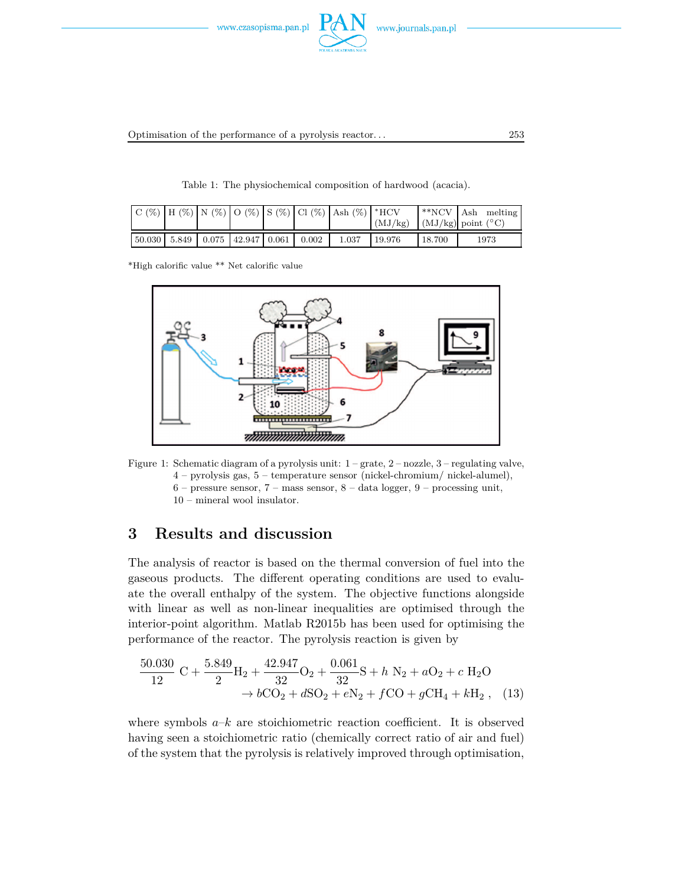Table 1: The physiochemical composition of hardwood (acacia).

| C (%) | H (%) | N (%) | O (%) | S (%) | Cl (%) | Ash (%) | *HCV (MJ/kg) | **NCV (MJ/kg) | Ash melting point (°C) |
|---|---|---|---|---|---|---|---|---|---|
| 50.030 | 5.849 | 0.075 | 42.947 | 0.061 | 0.002 | 1.037 | 19.976 | 18.700 | 1973 |

*High calorific value ** Net calorific value

Figure 1: Schematic diagram of a pyrolysis unit: 1 – grate, 2 – nozzle, 3 – regulating valve, 4 – pyrolysis gas, 5 – temperature sensor (nickel-chromium/ nickel-alumel), 6 – pressure sensor, 7 – mass sensor, 8 – data logger, 9 – processing unit, 10 – mineral wool insulator.

## 3 Results and discussion

The analysis of reactor is based on the thermal conversion of fuel into the gaseous products. The different operating conditions are used to evaluate the overall enthalpy of the system. The objective functions alongside with linear as well as non-linear inequalities are optimised through the interior-point algorithm. Matlab R2015b has been used for optimising the performance of the reactor. The pyrolysis reaction is given by

$$\frac{50.030}{12}\,\mathrm{C} + \frac{5.849}{2}\mathrm{H_2} + \frac{42.947}{32}\mathrm{O_2} + \frac{0.061}{32}\mathrm{S} + h\ \mathrm{N_2} + a\mathrm{O_2} + c\ \mathrm{H_2O} \\ \rightarrow b\mathrm{CO_2} + d\mathrm{SO_2} + e\mathrm{N_2} + f\mathrm{CO} + g\mathrm{CH_4} + k\mathrm{H_2}\,, \quad (13)$$

where symbols $a$–$k$ are stoichiometric reaction coefficient. It is observed having seen a stoichiometric ratio (chemically correct ratio of air and fuel) of the system that the pyrolysis is relatively improved through optimisation,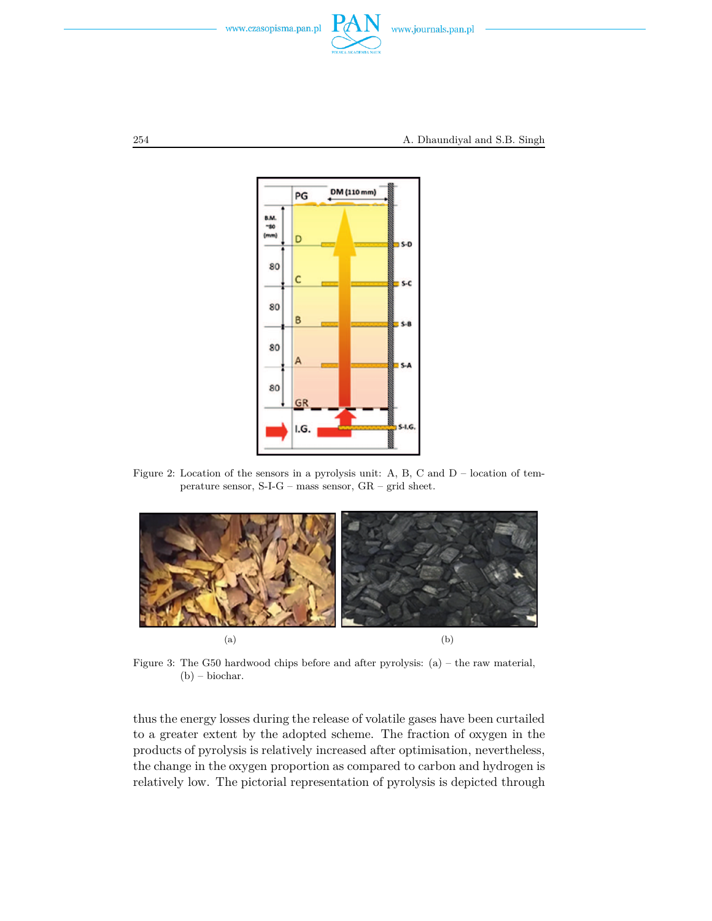Figure 2: Location of the sensors in a pyrolysis unit: A, B, C and D – location of temperature sensor, S-I-G – mass sensor, GR – grid sheet.

(a)

(b)

Figure 3: The G50 hardwood chips before and after pyrolysis: (a) – the raw material, (b) – biochar.

thus the energy losses during the release of volatile gases have been curtailed to a greater extent by the adopted scheme. The fraction of oxygen in the products of pyrolysis is relatively increased after optimisation, nevertheless, the change in the oxygen proportion as compared to carbon and hydrogen is relatively low. The pictorial representation of pyrolysis is depicted through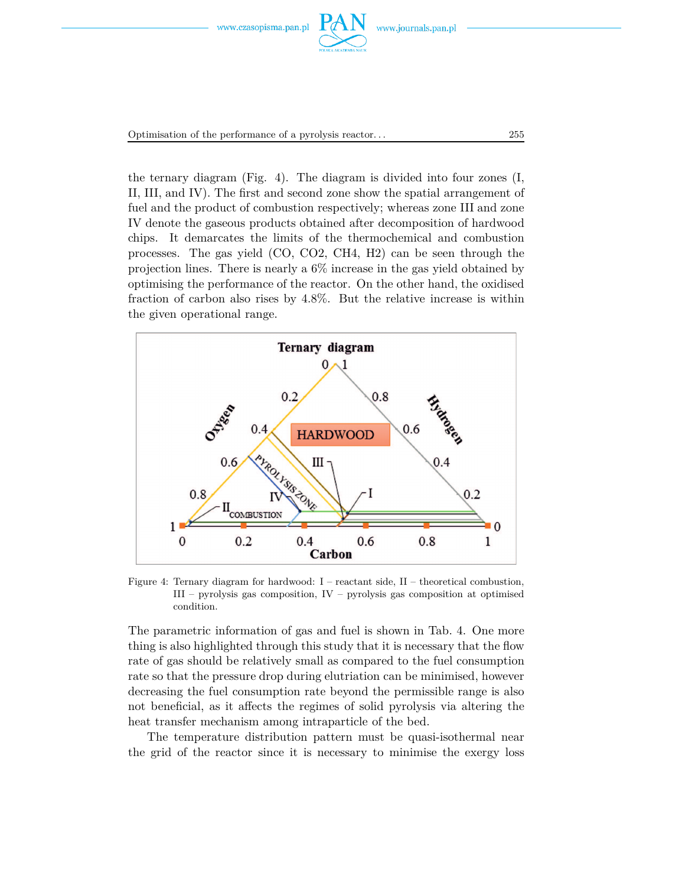the ternary diagram (Fig. 4). The diagram is divided into four zones (I, II, III, and IV). The first and second zone show the spatial arrangement of fuel and the product of combustion respectively; whereas zone III and zone IV denote the gaseous products obtained after decomposition of hardwood chips. It demarcates the limits of the thermochemical and combustion processes. The gas yield (CO, CO2, CH4, H2) can be seen through the projection lines. There is nearly a 6% increase in the gas yield obtained by optimising the performance of the reactor. On the other hand, the oxidised fraction of carbon also rises by 4.8%. But the relative increase is within the given operational range.

Figure 4: Ternary diagram for hardwood: I – reactant side, II – theoretical combustion, III – pyrolysis gas composition, IV – pyrolysis gas composition at optimised condition.

The parametric information of gas and fuel is shown in Tab. 4. One more thing is also highlighted through this study that it is necessary that the flow rate of gas should be relatively small as compared to the fuel consumption rate so that the pressure drop during elutriation can be minimised, however decreasing the fuel consumption rate beyond the permissible range is also not beneficial, as it affects the regimes of solid pyrolysis via altering the heat transfer mechanism among intraparticle of the bed.

The temperature distribution pattern must be quasi-isothermal near the grid of the reactor since it is necessary to minimise the exergy loss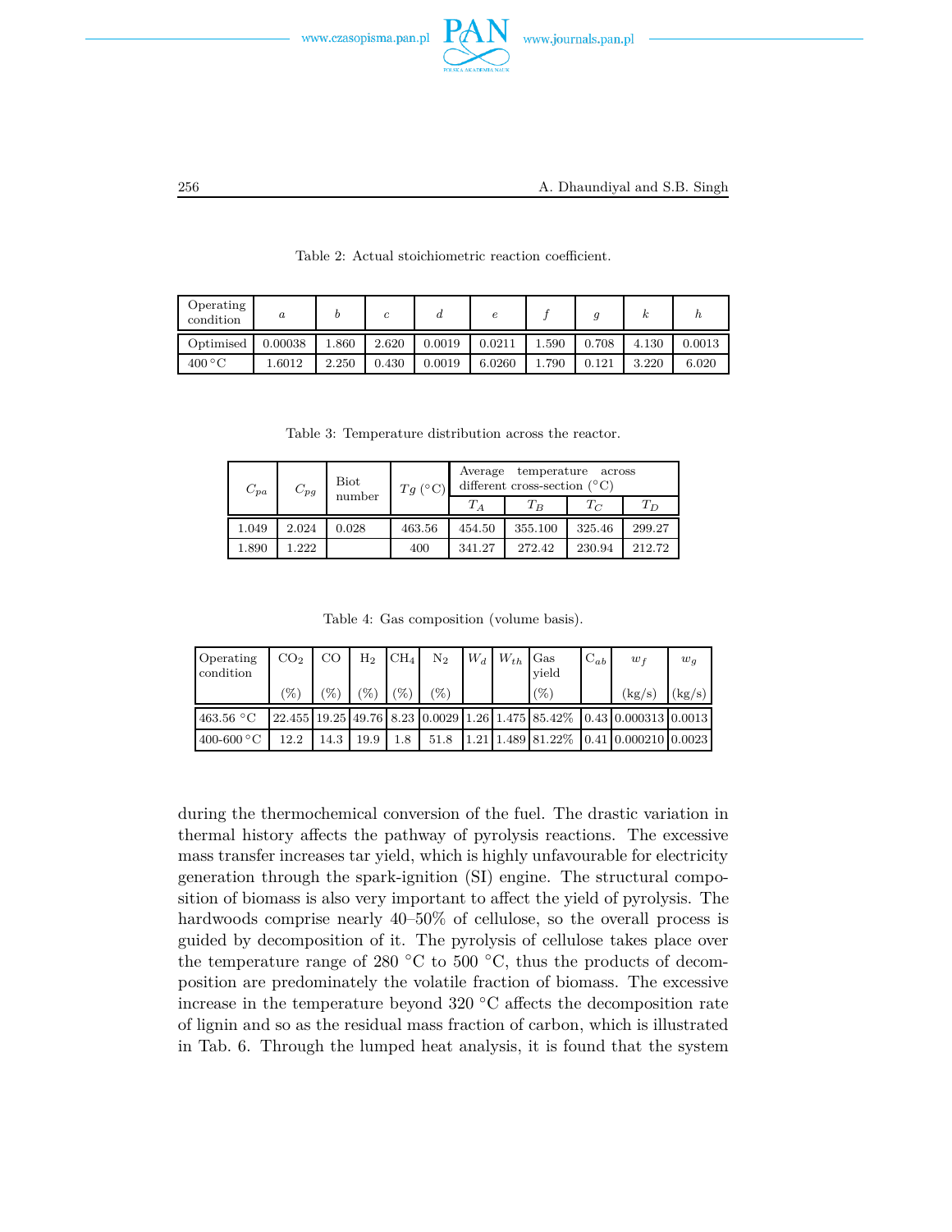Table 2: Actual stoichiometric reaction coefficient.

| Operating condition | $a$ | $b$ | $c$ | $d$ | $e$ | $f$ | $g$ | $k$ | $h$ |
|---|---|---|---|---|---|---|---|---|---|
| Optimised | 0.00038 | 1.860 | 2.620 | 0.0019 | 0.0211 | 1.590 | 0.708 | 4.130 | 0.0013 |
| 400 °C | 1.6012 | 2.250 | 0.430 | 0.0019 | 6.0260 | 1.790 | 0.121 | 3.220 | 6.020 |

Table 3: Temperature distribution across the reactor.

| $C_{pa}$ | $C_{pg}$ | Biot number | $Tg$ (°C) | Average temperature across different cross-section (°C) | | | |
|---|---|---|---|---|---|---|---|
| | | | | $T_A$ | $T_B$ | $T_C$ | $T_D$ |
| 1.049 | 2.024 | 0.028 | 463.56 | 454.50 | 355.100 | 325.46 | 299.27 |
| 1.890 | 1.222 | | 400 | 341.27 | 272.42 | 230.94 | 212.72 |

Table 4: Gas composition (volume basis).

| Operating condition | $CO_2$ (%) | CO (%) | $H_2$ (%) | $CH_4$ (%) | $N_2$ (%) | $W_d$ | $W_{th}$ | Gas yield (%) | $C_{ab}$ | $w_f$ (kg/s) | $w_g$ (kg/s) |
|---|---|---|---|---|---|---|---|---|---|---|---|
| 463.56 °C | 22.455 | 19.25 | 49.76 | 8.23 | 0.0029 | 1.26 | 1.475 | 85.42% | 0.43 | 0.000313 | 0.0013 |
| 400-600 °C | 12.2 | 14.3 | 19.9 | 1.8 | 51.8 | 1.21 | 1.489 | 81.22% | 0.41 | 0.000210 | 0.0023 |

during the thermochemical conversion of the fuel. The drastic variation in thermal history affects the pathway of pyrolysis reactions. The excessive mass transfer increases tar yield, which is highly unfavourable for electricity generation through the spark-ignition (SI) engine. The structural composition of biomass is also very important to affect the yield of pyrolysis. The hardwoods comprise nearly 40–50% of cellulose, so the overall process is guided by decomposition of it. The pyrolysis of cellulose takes place over the temperature range of 280 °C to 500 °C, thus the products of decomposition are predominately the volatile fraction of biomass. The excessive increase in the temperature beyond 320 °C affects the decomposition rate of lignin and so as the residual mass fraction of carbon, which is illustrated in Tab. 6. Through the lumped heat analysis, it is found that the system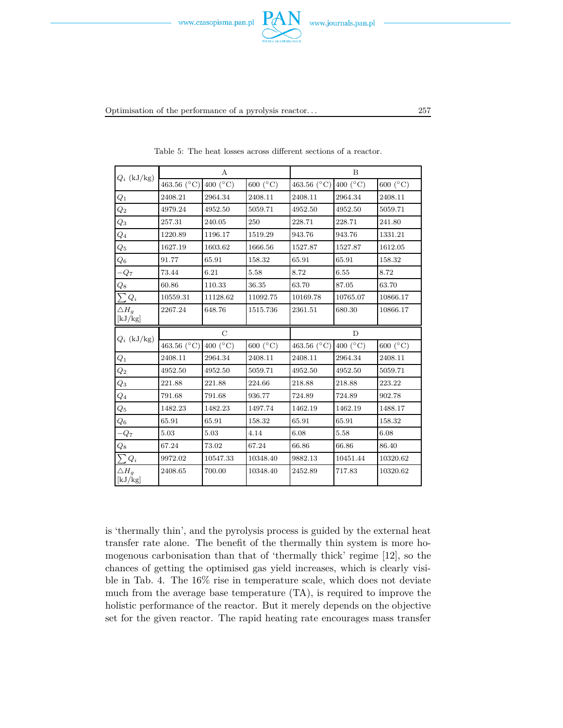Table 5: The heat losses across different sections of a reactor.

| $Q_i$ (kJ/kg) | A | | | B | | |
|---|---|---|---|---|---|---|
| | 463.56 (°C) | 400 (°C) | 600 (°C) | 463.56 (°C) | 400 (°C) | 600 (°C) |
| $Q_1$ | 2408.21 | 2964.34 | 2408.11 | 2408.11 | 2964.34 | 2408.11 |
| $Q_2$ | 4979.24 | 4952.50 | 5059.71 | 4952.50 | 4952.50 | 5059.71 |
| $Q_3$ | 257.31 | 240.05 | 250 | 228.71 | 228.71 | 241.80 |
| $Q_4$ | 1220.89 | 1196.17 | 1519.29 | 943.76 | 943.76 | 1331.21 |
| $Q_5$ | 1627.19 | 1603.62 | 1666.56 | 1527.87 | 1527.87 | 1612.05 |
| $Q_6$ | 91.77 | 65.91 | 158.32 | 65.91 | 65.91 | 158.32 |
| $-Q_7$ | 73.44 | 6.21 | 5.58 | 8.72 | 6.55 | 8.72 |
| $Q_8$ | 60.86 | 110.33 | 36.35 | 63.70 | 87.05 | 63.70 |
| $\sum Q_i$ | 10559.31 | 11128.62 | 11092.75 | 10169.78 | 10765.07 | 10866.17 |
| $\triangle H_g$ [kJ/kg] | 2267.24 | 648.76 | 1515.736 | 2361.51 | 680.30 | 10866.17 |

| $Q_i$ (kJ/kg) | C | | | D | | |
|---|---|---|---|---|---|---|
| | 463.56 (°C) | 400 (°C) | 600 (°C) | 463.56 (°C) | 400 (°C) | 600 (°C) |
| $Q_1$ | 2408.11 | 2964.34 | 2408.11 | 2408.11 | 2964.34 | 2408.11 |
| $Q_2$ | 4952.50 | 4952.50 | 5059.71 | 4952.50 | 4952.50 | 5059.71 |
| $Q_3$ | 221.88 | 221.88 | 224.66 | 218.88 | 218.88 | 223.22 |
| $Q_4$ | 791.68 | 791.68 | 936.77 | 724.89 | 724.89 | 902.78 |
| $Q_5$ | 1482.23 | 1482.23 | 1497.74 | 1462.19 | 1462.19 | 1488.17 |
| $Q_6$ | 65.91 | 65.91 | 158.32 | 65.91 | 65.91 | 158.32 |
| $-Q_7$ | 5.03 | 5.03 | 4.14 | 6.08 | 5.58 | 6.08 |
| $Q_8$ | 67.24 | 73.02 | 67.24 | 66.86 | 66.86 | 86.40 |
| $\sum Q_i$ | 9972.02 | 10547.33 | 10348.40 | 9882.13 | 10451.44 | 10320.62 |
| $\triangle H_g$ [kJ/kg] | 2408.65 | 700.00 | 10348.40 | 2452.89 | 717.83 | 10320.62 |

is 'thermally thin', and the pyrolysis process is guided by the external heat transfer rate alone. The benefit of the thermally thin system is more homogenous carbonisation than that of 'thermally thick' regime [12], so the chances of getting the optimised gas yield increases, which is clearly visible in Tab. 4. The 16% rise in temperature scale, which does not deviate much from the average base temperature (TA), is required to improve the holistic performance of the reactor. But it merely depends on the objective set for the given reactor. The rapid heating rate encourages mass transfer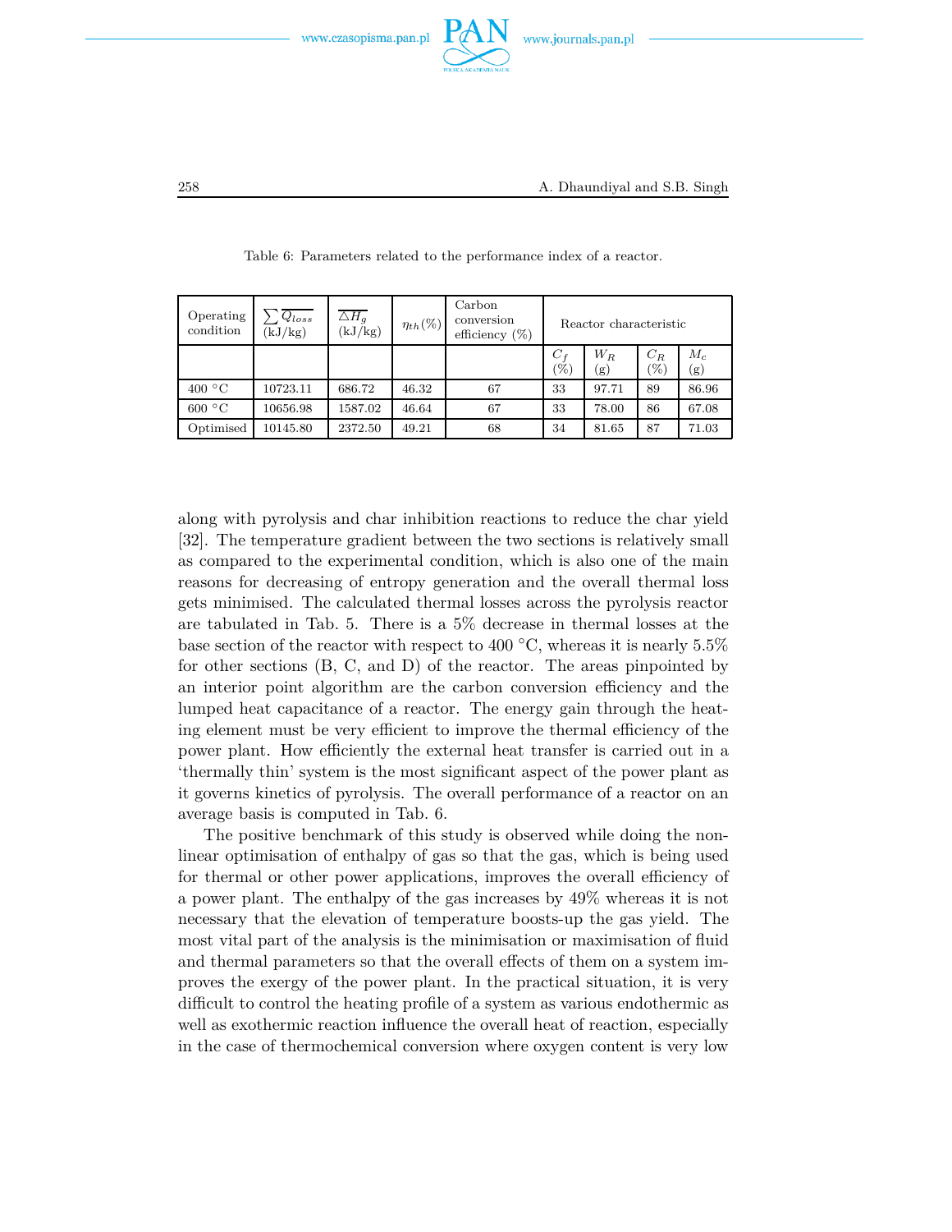Table 6: Parameters related to the performance index of a reactor.

| Operating condition | $\sum \overline{Q_{loss}}$ (kJ/kg) | $\overline{\triangle H_g}$ (kJ/kg) | $\eta_{th}(\%)$ | Carbon conversion efficiency (%) | Reactor characteristic | | | |
|---|---|---|---|---|---|---|---|---|
| | | | | | $C_f$ (%) | $W_R$ (g) | $C_R$ (%) | $M_c$ (g) |
| 400 °C | 10723.11 | 686.72 | 46.32 | 67 | 33 | 97.71 | 89 | 86.96 |
| 600 °C | 10656.98 | 1587.02 | 46.64 | 67 | 33 | 78.00 | 86 | 67.08 |
| Optimised | 10145.80 | 2372.50 | 49.21 | 68 | 34 | 81.65 | 87 | 71.03 |

along with pyrolysis and char inhibition reactions to reduce the char yield [32]. The temperature gradient between the two sections is relatively small as compared to the experimental condition, which is also one of the main reasons for decreasing of entropy generation and the overall thermal loss gets minimised. The calculated thermal losses across the pyrolysis reactor are tabulated in Tab. 5. There is a 5% decrease in thermal losses at the base section of the reactor with respect to 400 °C, whereas it is nearly 5.5% for other sections (B, C, and D) of the reactor. The areas pinpointed by an interior point algorithm are the carbon conversion efficiency and the lumped heat capacitance of a reactor. The energy gain through the heating element must be very efficient to improve the thermal efficiency of the power plant. How efficiently the external heat transfer is carried out in a 'thermally thin' system is the most significant aspect of the power plant as it governs kinetics of pyrolysis. The overall performance of a reactor on an average basis is computed in Tab. 6.

The positive benchmark of this study is observed while doing the nonlinear optimisation of enthalpy of gas so that the gas, which is being used for thermal or other power applications, improves the overall efficiency of a power plant. The enthalpy of the gas increases by 49% whereas it is not necessary that the elevation of temperature boosts-up the gas yield. The most vital part of the analysis is the minimisation or maximisation of fluid and thermal parameters so that the overall effects of them on a system improves the exergy of the power plant. In the practical situation, it is very difficult to control the heating profile of a system as various endothermic as well as exothermic reaction influence the overall heat of reaction, especially in the case of thermochemical conversion where oxygen content is very low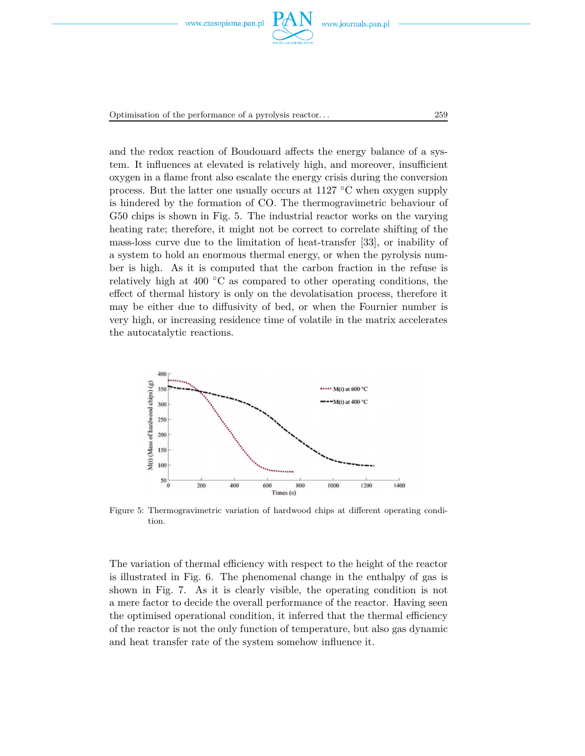and the redox reaction of Boudouard affects the energy balance of a system. It influences at elevated is relatively high, and moreover, insufficient oxygen in a flame front also escalate the energy crisis during the conversion process. But the latter one usually occurs at 1127 °C when oxygen supply is hindered by the formation of CO. The thermogravimetric behaviour of G50 chips is shown in Fig. 5. The industrial reactor works on the varying heating rate; therefore, it might not be correct to correlate shifting of the mass-loss curve due to the limitation of heat-transfer [33], or inability of a system to hold an enormous thermal energy, or when the pyrolysis number is high. As it is computed that the carbon fraction in the refuse is relatively high at 400 °C as compared to other operating conditions, the effect of thermal history is only on the devolatisation process, therefore it may be either due to diffusivity of bed, or when the Fournier number is very high, or increasing residence time of volatile in the matrix accelerates the autocatalytic reactions.

Figure 5: Thermogravimetric variation of hardwood chips at different operating condition.

The variation of thermal efficiency with respect to the height of the reactor is illustrated in Fig. 6. The phenomenal change in the enthalpy of gas is shown in Fig. 7. As it is clearly visible, the operating condition is not a mere factor to decide the overall performance of the reactor. Having seen the optimised operational condition, it inferred that the thermal efficiency of the reactor is not the only function of temperature, but also gas dynamic and heat transfer rate of the system somehow influence it.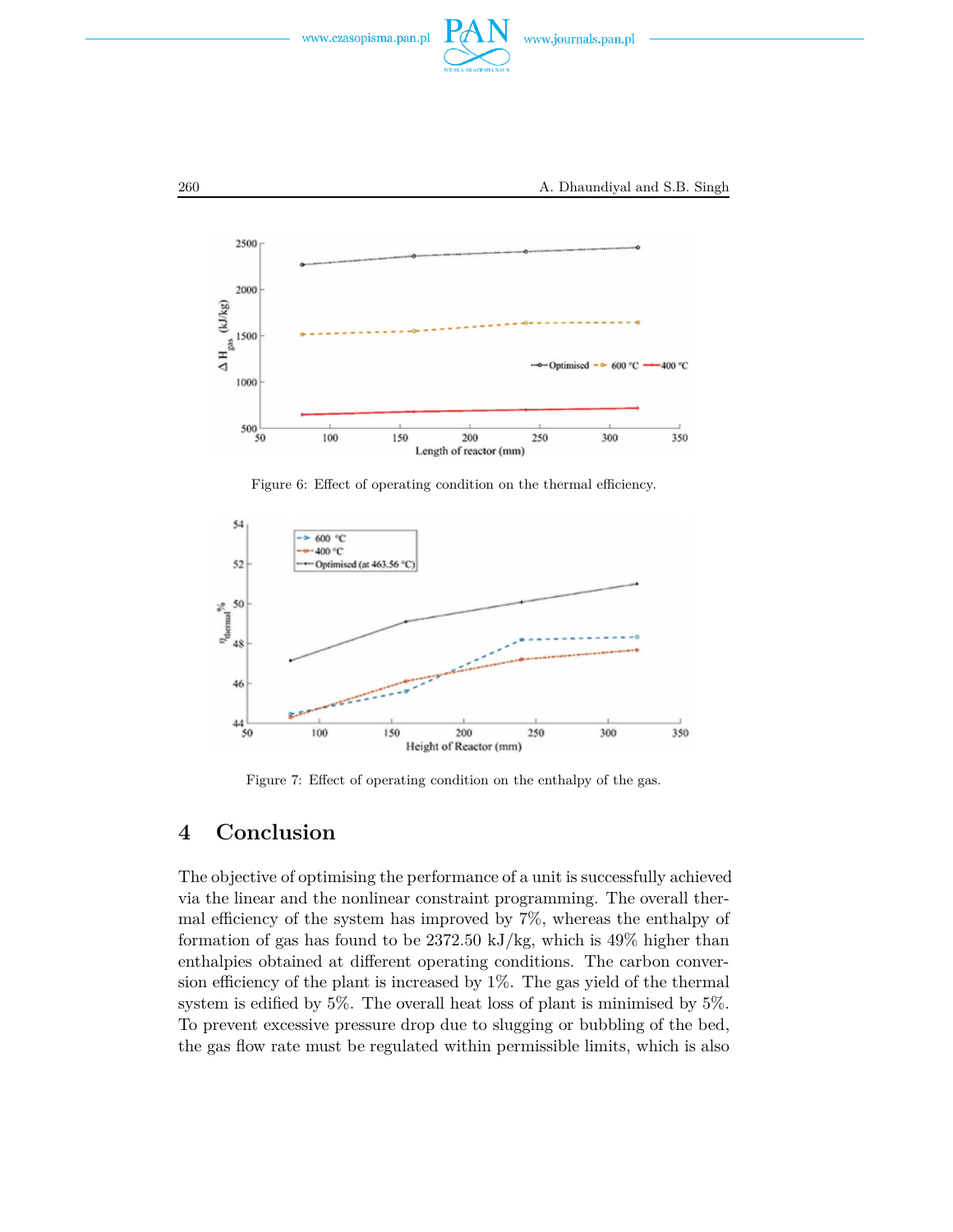Figure 6: Effect of operating condition on the thermal efficiency.

Figure 7: Effect of operating condition on the enthalpy of the gas.

## 4 Conclusion

The objective of optimising the performance of a unit is successfully achieved via the linear and the nonlinear constraint programming. The overall thermal efficiency of the system has improved by 7%, whereas the enthalpy of formation of gas has found to be 2372.50 kJ/kg, which is 49% higher than enthalpies obtained at different operating conditions. The carbon conversion efficiency of the plant is increased by 1%. The gas yield of the thermal system is edified by 5%. The overall heat loss of plant is minimised by 5%. To prevent excessive pressure drop due to slugging or bubbling of the bed, the gas flow rate must be regulated within permissible limits, which is also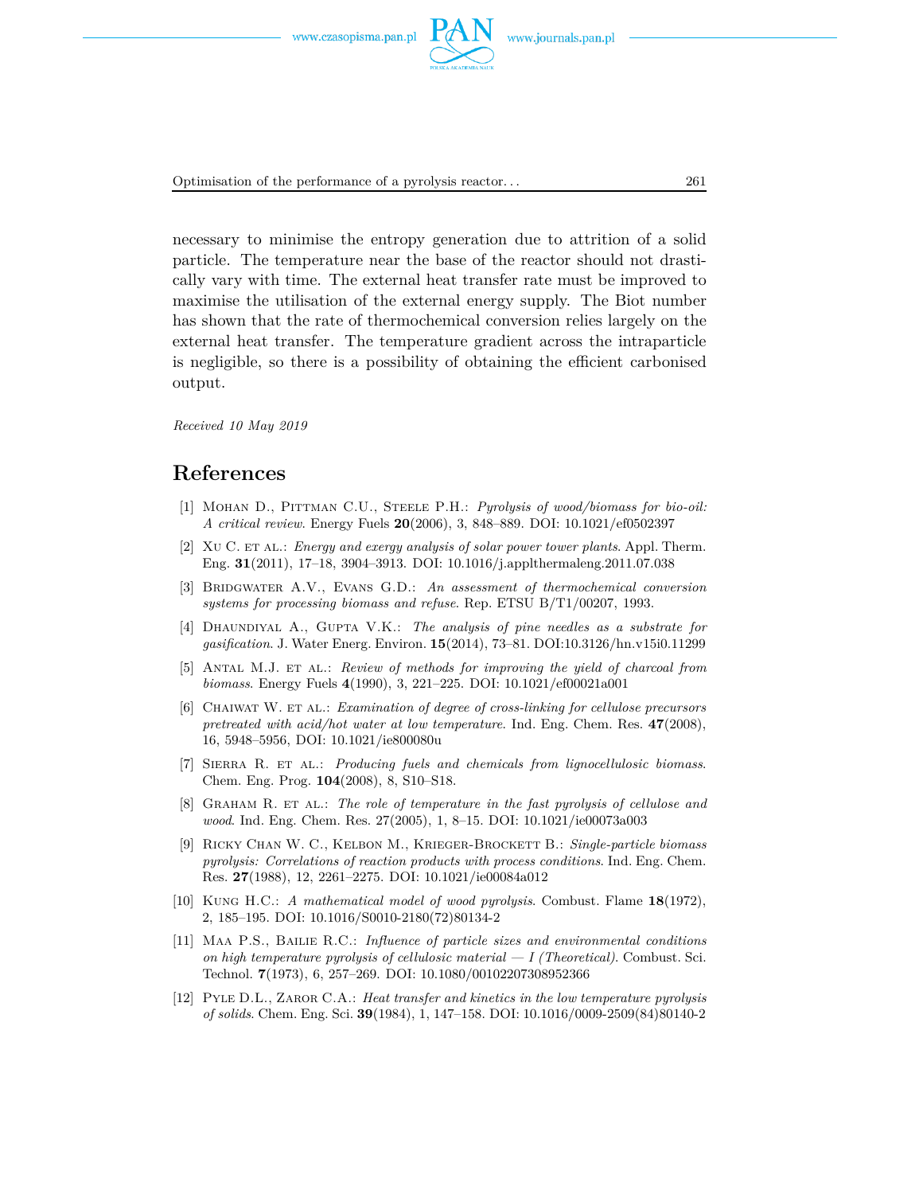necessary to minimise the entropy generation due to attrition of a solid particle. The temperature near the base of the reactor should not drastically vary with time. The external heat transfer rate must be improved to maximise the utilisation of the external energy supply. The Biot number has shown that the rate of thermochemical conversion relies largely on the external heat transfer. The temperature gradient across the intraparticle is negligible, so there is a possibility of obtaining the efficient carbonised output.

*Received 10 May 2019*

# References

[1] Mohan D., Pittman C.U., Steele P.H.: *Pyrolysis of wood/biomass for bio-oil: A critical review*. Energy Fuels **20**(2006), 3, 848–889. DOI: 10.1021/ef0502397

[2] Xu C. et al.: *Energy and exergy analysis of solar power tower plants*. Appl. Therm. Eng. **31**(2011), 17–18, 3904–3913. DOI: 10.1016/j.applthermaleng.2011.07.038

[3] Bridgwater A.V., Evans G.D.: *An assessment of thermochemical conversion systems for processing biomass and refuse*. Rep. ETSU B/T1/00207, 1993.

[4] Dhaundiyal A., Gupta V.K.: *The analysis of pine needles as a substrate for gasification*. J. Water Energ. Environ. **15**(2014), 73–81. DOI:10.3126/hn.v15i0.11299

[5] Antal M.J. et al.: *Review of methods for improving the yield of charcoal from biomass*. Energy Fuels **4**(1990), 3, 221–225. DOI: 10.1021/ef00021a001

[6] Chaiwat W. et al.: *Examination of degree of cross-linking for cellulose precursors pretreated with acid/hot water at low temperature*. Ind. Eng. Chem. Res. **47**(2008), 16, 5948–5956, DOI: 10.1021/ie800080u

[7] Sierra R. et al.: *Producing fuels and chemicals from lignocellulosic biomass*. Chem. Eng. Prog. **104**(2008), 8, S10–S18.

[8] Graham R. et al.: *The role of temperature in the fast pyrolysis of cellulose and wood*. Ind. Eng. Chem. Res. 27(2005), 1, 8–15. DOI: 10.1021/ie00073a003

[9] Ricky Chan W. C., Kelbon M., Krieger-Brockett B.: *Single-particle biomass pyrolysis: Correlations of reaction products with process conditions*. Ind. Eng. Chem. Res. **27**(1988), 12, 2261–2275. DOI: 10.1021/ie00084a012

[10] Kung H.C.: *A mathematical model of wood pyrolysis*. Combust. Flame **18**(1972), 2, 185–195. DOI: 10.1016/S0010-2180(72)80134-2

[11] Maa P.S., Bailie R.C.: *Influence of particle sizes and environmental conditions on high temperature pyrolysis of cellulosic material — I (Theoretical)*. Combust. Sci. Technol. **7**(1973), 6, 257–269. DOI: 10.1080/00102207308952366

[12] Pyle D.L., Zaror C.A.: *Heat transfer and kinetics in the low temperature pyrolysis of solids*. Chem. Eng. Sci. **39**(1984), 1, 147–158. DOI: 10.1016/0009-2509(84)80140-2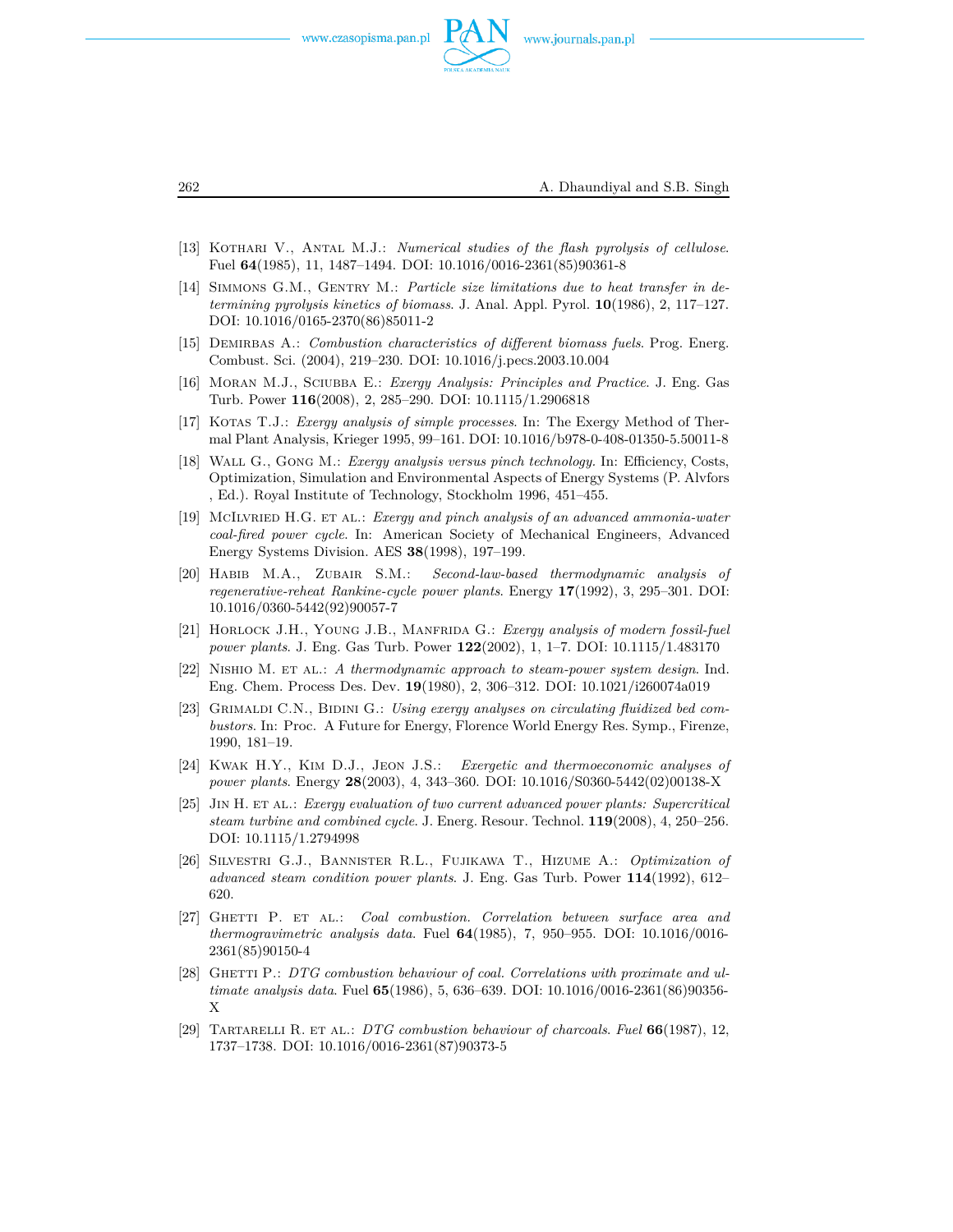[13] Kothari V., Antal M.J.: *Numerical studies of the flash pyrolysis of cellulose*. Fuel **64**(1985), 11, 1487–1494. DOI: 10.1016/0016-2361(85)90361-8

[14] Simmons G.M., Gentry M.: *Particle size limitations due to heat transfer in determining pyrolysis kinetics of biomass*. J. Anal. Appl. Pyrol. **10**(1986), 2, 117–127. DOI: 10.1016/0165-2370(86)85011-2

[15] Demirbas A.: *Combustion characteristics of different biomass fuels*. Prog. Energ. Combust. Sci. (2004), 219–230. DOI: 10.1016/j.pecs.2003.10.004

[16] Moran M.J., Sciubba E.: *Exergy Analysis: Principles and Practice*. J. Eng. Gas Turb. Power **116**(2008), 2, 285–290. DOI: 10.1115/1.2906818

[17] Kotas T.J.: *Exergy analysis of simple processes*. In: The Exergy Method of Thermal Plant Analysis, Krieger 1995, 99–161. DOI: 10.1016/b978-0-408-01350-5.50011-8

[18] Wall G., Gong M.: *Exergy analysis versus pinch technology*. In: Efficiency, Costs, Optimization, Simulation and Environmental Aspects of Energy Systems (P. Alvfors , Ed.). Royal Institute of Technology, Stockholm 1996, 451–455.

[19] McIlvried H.G. et al.: *Exergy and pinch analysis of an advanced ammonia-water coal-fired power cycle*. In: American Society of Mechanical Engineers, Advanced Energy Systems Division. AES **38**(1998), 197–199.

[20] Habib M.A., Zubair S.M.: *Second-law-based thermodynamic analysis of regenerative-reheat Rankine-cycle power plants*. Energy **17**(1992), 3, 295–301. DOI: 10.1016/0360-5442(92)90057-7

[21] Horlock J.H., Young J.B., Manfrida G.: *Exergy analysis of modern fossil-fuel power plants*. J. Eng. Gas Turb. Power **122**(2002), 1, 1–7. DOI: 10.1115/1.483170

[22] Nishio M. et al.: *A thermodynamic approach to steam-power system design*. Ind. Eng. Chem. Process Des. Dev. **19**(1980), 2, 306–312. DOI: 10.1021/i260074a019

[23] Grimaldi C.N., Bidini G.: *Using exergy analyses on circulating fluidized bed combustors*. In: Proc. A Future for Energy, Florence World Energy Res. Symp., Firenze, 1990, 181–19.

[24] Kwak H.Y., Kim D.J., Jeon J.S.: *Exergetic and thermoeconomic analyses of power plants*. Energy **28**(2003), 4, 343–360. DOI: 10.1016/S0360-5442(02)00138-X

[25] Jin H. et al.: *Exergy evaluation of two current advanced power plants: Supercritical steam turbine and combined cycle*. J. Energ. Resour. Technol. **119**(2008), 4, 250–256. DOI: 10.1115/1.2794998

[26] Silvestri G.J., Bannister R.L., Fujikawa T., Hizume A.: *Optimization of advanced steam condition power plants*. J. Eng. Gas Turb. Power **114**(1992), 612–620.

[27] Ghetti P. et al.: *Coal combustion. Correlation between surface area and thermogravimetric analysis data*. Fuel **64**(1985), 7, 950–955. DOI: 10.1016/0016-2361(85)90150-4

[28] Ghetti P.: *DTG combustion behaviour of coal. Correlations with proximate and ultimate analysis data*. Fuel **65**(1986), 5, 636–639. DOI: 10.1016/0016-2361(86)90356-X

[29] Tartarelli R. et al.: *DTG combustion behaviour of charcoals*. *Fuel* **66**(1987), 12, 1737–1738. DOI: 10.1016/0016-2361(87)90373-5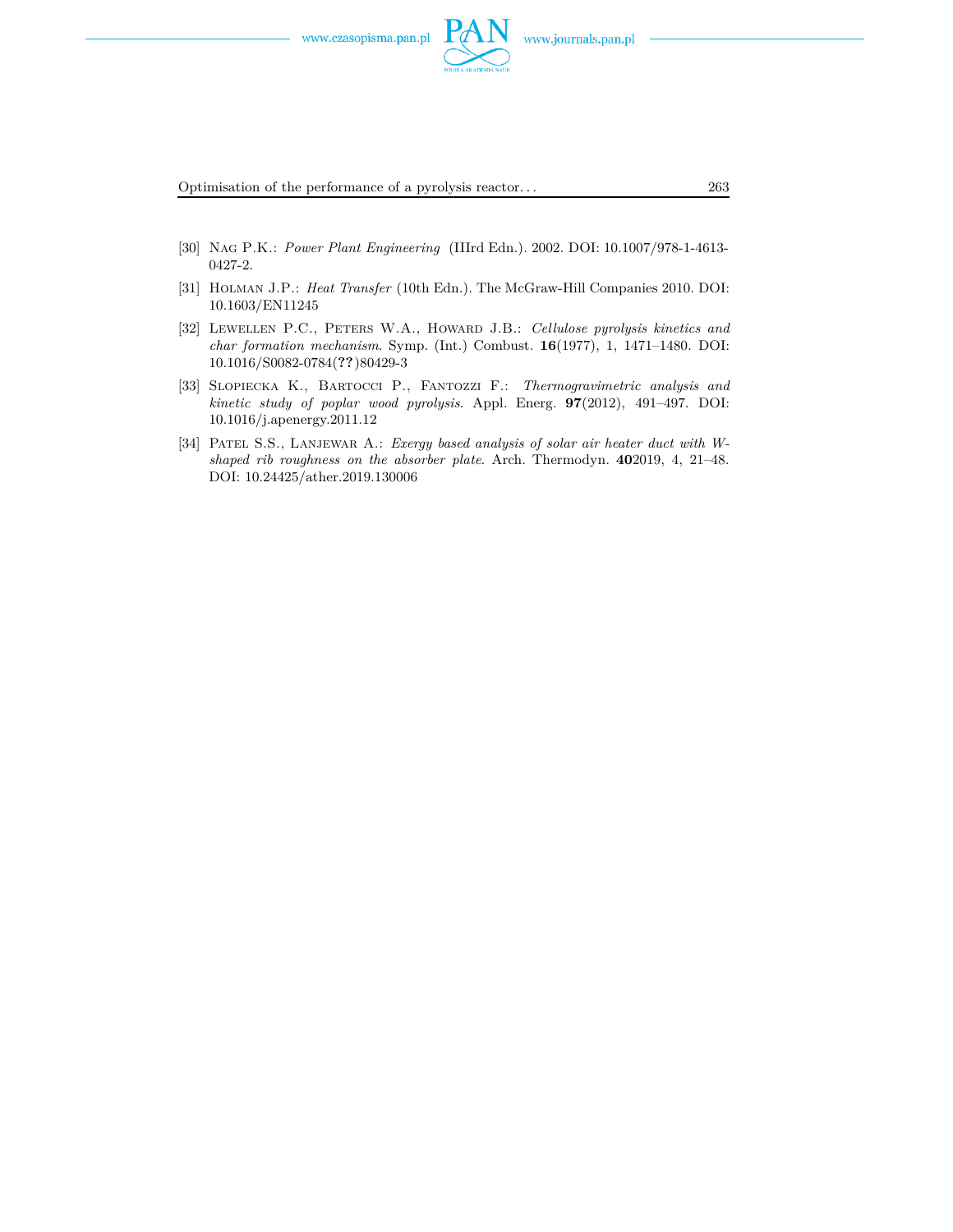[30] Nag P.K.: *Power Plant Engineering* (IIIrd Edn.). 2002. DOI: 10.1007/978-1-4613-0427-2.

[31] Holman J.P.: *Heat Transfer* (10th Edn.). The McGraw-Hill Companies 2010. DOI: 10.1603/EN11245

[32] Lewellen P.C., Peters W.A., Howard J.B.: *Cellulose pyrolysis kinetics and char formation mechanism*. Symp. (Int.) Combust. **16**(1977), 1, 1471–1480. DOI: 10.1016/S0082-0784(**??**)80429-3

[33] Slopiecka K., Bartocci P., Fantozzi F.: *Thermogravimetric analysis and kinetic study of poplar wood pyrolysis*. Appl. Energ. **97**(2012), 491–497. DOI: 10.1016/j.apenergy.2011.12

[34] Patel S.S., Lanjewar A.: *Exergy based analysis of solar air heater duct with W-shaped rib roughness on the absorber plate*. Arch. Thermodyn. **40**2019, 4, 21–48. DOI: 10.24425/ather.2019.130006